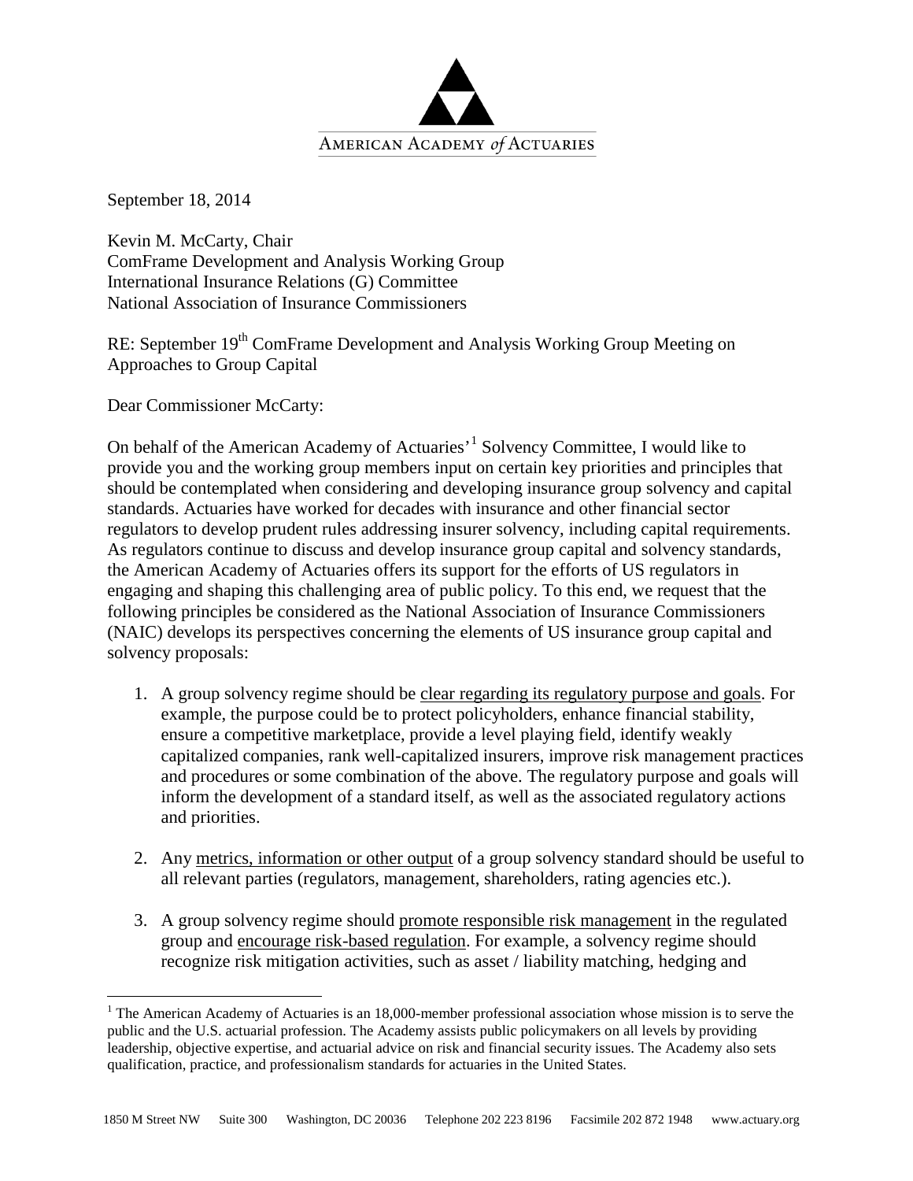AMERICAN ACADEMY *of* ACTUARIES

September 18, 2014

Kevin M. McCarty, Chair
ComFrame Development and Analysis Working Group
International Insurance Relations (G) Committee
National Association of Insurance Commissioners

RE: September 19th ComFrame Development and Analysis Working Group Meeting on Approaches to Group Capital

Dear Commissioner McCarty:

On behalf of the American Academy of Actuaries'[1] Solvency Committee, I would like to provide you and the working group members input on certain key priorities and principles that should be contemplated when considering and developing insurance group solvency and capital standards. Actuaries have worked for decades with insurance and other financial sector regulators to develop prudent rules addressing insurer solvency, including capital requirements. As regulators continue to discuss and develop insurance group capital and solvency standards, the American Academy of Actuaries offers its support for the efforts of US regulators in engaging and shaping this challenging area of public policy. To this end, we request that the following principles be considered as the National Association of Insurance Commissioners (NAIC) develops its perspectives concerning the elements of US insurance group capital and solvency proposals:

1. A group solvency regime should be <u>clear regarding its regulatory purpose and goals</u>. For example, the purpose could be to protect policyholders, enhance financial stability, ensure a competitive marketplace, provide a level playing field, identify weakly capitalized companies, rank well-capitalized insurers, improve risk management practices and procedures or some combination of the above. The regulatory purpose and goals will inform the development of a standard itself, as well as the associated regulatory actions and priorities.

2. Any <u>metrics, information or other output</u> of a group solvency standard should be useful to all relevant parties (regulators, management, shareholders, rating agencies etc.).

3. A group solvency regime should <u>promote responsible risk management</u> in the regulated group and <u>encourage risk-based regulation</u>. For example, a solvency regime should recognize risk mitigation activities, such as asset / liability matching, hedging and

---

[1] The American Academy of Actuaries is an 18,000-member professional association whose mission is to serve the public and the U.S. actuarial profession. The Academy assists public policymakers on all levels by providing leadership, objective expertise, and actuarial advice on risk and financial security issues. The Academy also sets qualification, practice, and professionalism standards for actuaries in the United States.

1850 M Street NW Suite 300 Washington, DC 20036 Telephone 202 223 8196 Facsimile 202 872 1948 www.actuary.org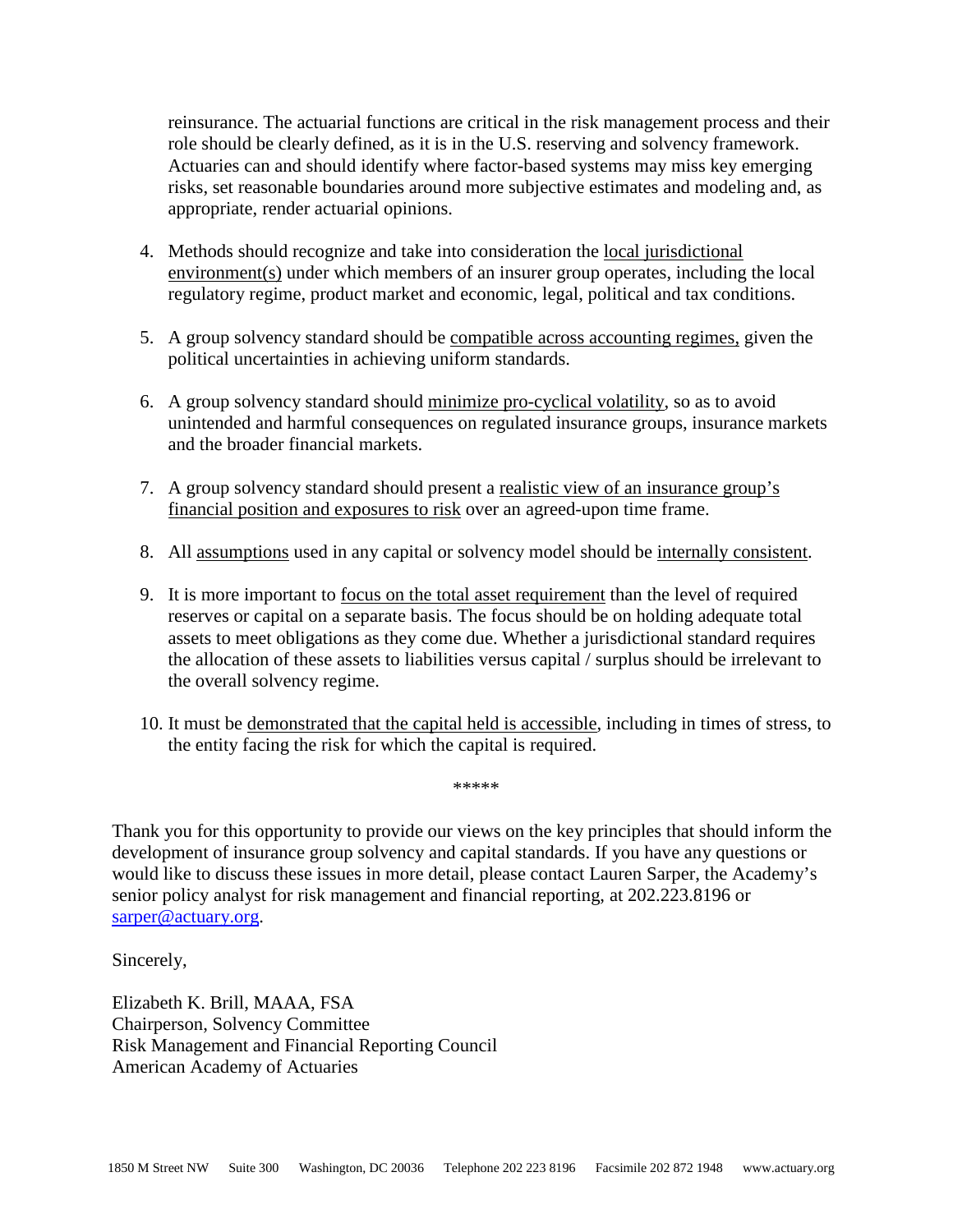reinsurance. The actuarial functions are critical in the risk management process and their role should be clearly defined, as it is in the U.S. reserving and solvency framework. Actuaries can and should identify where factor-based systems may miss key emerging risks, set reasonable boundaries around more subjective estimates and modeling and, as appropriate, render actuarial opinions.

4. Methods should recognize and take into consideration the <u>local jurisdictional environment(s)</u> under which members of an insurer group operates, including the local regulatory regime, product market and economic, legal, political and tax conditions.

5. A group solvency standard should be <u>compatible across accounting regimes,</u> given the political uncertainties in achieving uniform standards.

6. A group solvency standard should <u>minimize pro-cyclical volatility</u>, so as to avoid unintended and harmful consequences on regulated insurance groups, insurance markets and the broader financial markets.

7. A group solvency standard should present a <u>realistic view of an insurance group's financial position and exposures to risk</u> over an agreed-upon time frame.

8. All <u>assumptions</u> used in any capital or solvency model should be <u>internally consistent</u>.

9. It is more important to <u>focus on the total asset requirement</u> than the level of required reserves or capital on a separate basis. The focus should be on holding adequate total assets to meet obligations as they come due. Whether a jurisdictional standard requires the allocation of these assets to liabilities versus capital / surplus should be irrelevant to the overall solvency regime.

10. It must be <u>demonstrated that the capital held is accessible</u>, including in times of stress, to the entity facing the risk for which the capital is required.

*****

Thank you for this opportunity to provide our views on the key principles that should inform the development of insurance group solvency and capital standards. If you have any questions or would like to discuss these issues in more detail, please contact Lauren Sarper, the Academy's senior policy analyst for risk management and financial reporting, at 202.223.8196 or [sarper@actuary.org](mailto:sarper@actuary.org).

Sincerely,

Elizabeth K. Brill, MAAA, FSA
Chairperson, Solvency Committee
Risk Management and Financial Reporting Council
American Academy of Actuaries

1850 M Street NW    Suite 300    Washington, DC 20036    Telephone 202 223 8196    Facsimile 202 872 1948    www.actuary.org